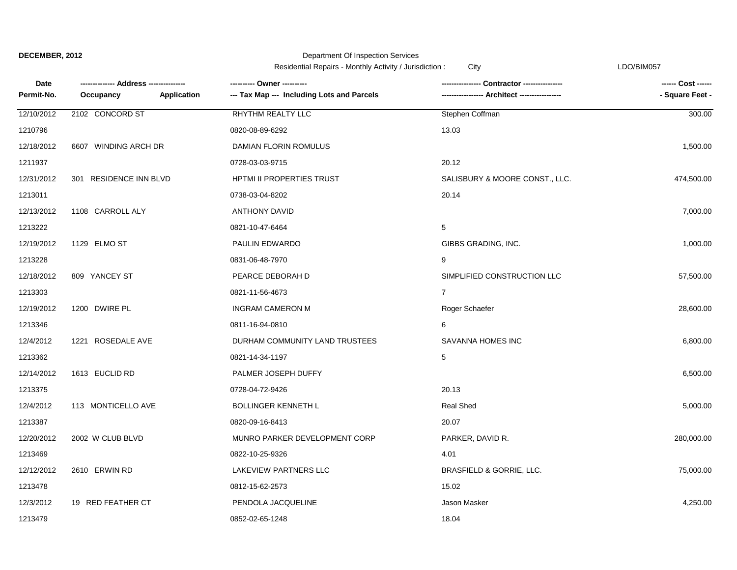**DECEMBER, 2012**

Department Of Inspection Services

Residential Repairs - Monthly Activity / Jurisdiction : City

LDO/BIM057

| Date<br>Permit-No. | ------------- Address --------------<br>Occupancy Application | ---------- Owner ----------<br>--- Tax Map --- Including Lots and Parcels | --------------- Contractor ---------------<br>---------------- Architect ---------------- | ------ Cost ------<br>- Square Feet - |
|---|---|---|---|---|
| 12/10/2012 | 2102 CONCORD ST | RHYTHM REALTY LLC | Stephen Coffman | 300.00 |
| 1210796 | | 0820-08-89-6292 | 13.03 | |
| 12/18/2012 | 6607 WINDING ARCH DR | DAMIAN FLORIN ROMULUS | | 1,500.00 |
| 1211937 | | 0728-03-03-9715 | 20.12 | |
| 12/31/2012 | 301 RESIDENCE INN BLVD | HPTMI II PROPERTIES TRUST | SALISBURY & MOORE CONST., LLC. | 474,500.00 |
| 1213011 | | 0738-03-04-8202 | 20.14 | |
| 12/13/2012 | 1108 CARROLL ALY | ANTHONY DAVID | | 7,000.00 |
| 1213222 | | 0821-10-47-6464 | 5 | |
| 12/19/2012 | 1129 ELMO ST | PAULIN EDWARDO | GIBBS GRADING, INC. | 1,000.00 |
| 1213228 | | 0831-06-48-7970 | 9 | |
| 12/18/2012 | 809 YANCEY ST | PEARCE DEBORAH D | SIMPLIFIED CONSTRUCTION LLC | 57,500.00 |
| 1213303 | | 0821-11-56-4673 | 7 | |
| 12/19/2012 | 1200 DWIRE PL | INGRAM CAMERON M | Roger Schaefer | 28,600.00 |
| 1213346 | | 0811-16-94-0810 | 6 | |
| 12/4/2012 | 1221 ROSEDALE AVE | DURHAM COMMUNITY LAND TRUSTEES | SAVANNA HOMES INC | 6,800.00 |
| 1213362 | | 0821-14-34-1197 | 5 | |
| 12/14/2012 | 1613 EUCLID RD | PALMER JOSEPH DUFFY | | 6,500.00 |
| 1213375 | | 0728-04-72-9426 | 20.13 | |
| 12/4/2012 | 113 MONTICELLO AVE | BOLLINGER KENNETH L | Real Shed | 5,000.00 |
| 1213387 | | 0820-09-16-8413 | 20.07 | |
| 12/20/2012 | 2002 W CLUB BLVD | MUNRO PARKER DEVELOPMENT CORP | PARKER, DAVID R. | 280,000.00 |
| 1213469 | | 0822-10-25-9326 | 4.01 | |
| 12/12/2012 | 2610 ERWIN RD | LAKEVIEW PARTNERS LLC | BRASFIELD & GORRIE, LLC. | 75,000.00 |
| 1213478 | | 0812-15-62-2573 | 15.02 | |
| 12/3/2012 | 19 RED FEATHER CT | PENDOLA JACQUELINE | Jason Masker | 4,250.00 |
| 1213479 | | 0852-02-65-1248 | 18.04 | |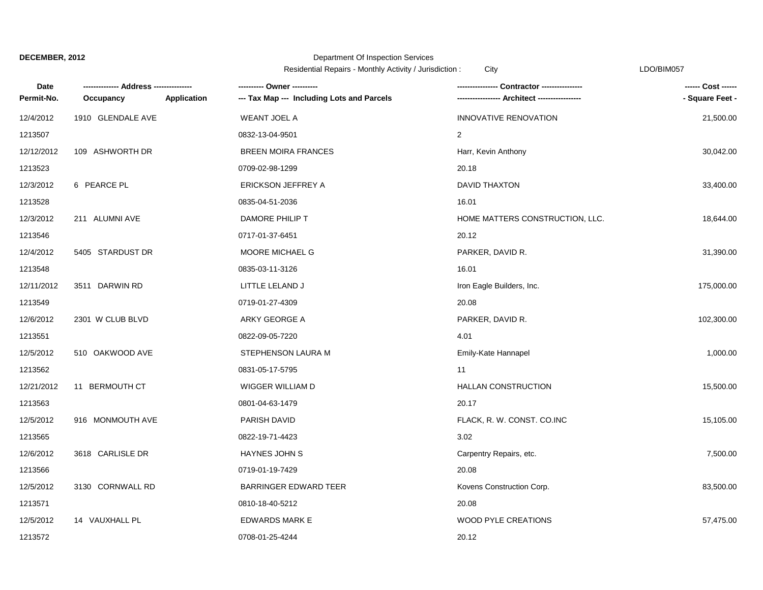**DECEMBER, 2012**

Department Of Inspection Services

Residential Repairs - Monthly Activity / Jurisdiction : City

LDO/BIM057

| Date<br>Permit-No. | ------------- Address --------------<br>Occupancy | Application | ---------- Owner ----------<br>--- Tax Map --- Including Lots and Parcels | --------------- Contractor ---------------<br>---------------- Architect ---------------- | ------ Cost ------<br>- Square Feet - |
|---|---|---|---|---|---|
| 12/4/2012 | 1910 GLENDALE AVE | | WEANT JOEL A | INNOVATIVE RENOVATION | 21,500.00 |
| 1213507 | | | 0832-13-04-9501 | 2 | |
| 12/12/2012 | 109 ASHWORTH DR | | BREEN MOIRA FRANCES | Harr, Kevin Anthony | 30,042.00 |
| 1213523 | | | 0709-02-98-1299 | 20.18 | |
| 12/3/2012 | 6 PEARCE PL | | ERICKSON JEFFREY A | DAVID THAXTON | 33,400.00 |
| 1213528 | | | 0835-04-51-2036 | 16.01 | |
| 12/3/2012 | 211 ALUMNI AVE | | DAMORE PHILIP T | HOME MATTERS CONSTRUCTION, LLC. | 18,644.00 |
| 1213546 | | | 0717-01-37-6451 | 20.12 | |
| 12/4/2012 | 5405 STARDUST DR | | MOORE MICHAEL G | PARKER, DAVID R. | 31,390.00 |
| 1213548 | | | 0835-03-11-3126 | 16.01 | |
| 12/11/2012 | 3511 DARWIN RD | | LITTLE LELAND J | Iron Eagle Builders, Inc. | 175,000.00 |
| 1213549 | | | 0719-01-27-4309 | 20.08 | |
| 12/6/2012 | 2301 W CLUB BLVD | | ARKY GEORGE A | PARKER, DAVID R. | 102,300.00 |
| 1213551 | | | 0822-09-05-7220 | 4.01 | |
| 12/5/2012 | 510 OAKWOOD AVE | | STEPHENSON LAURA M | Emily-Kate Hannapel | 1,000.00 |
| 1213562 | | | 0831-05-17-5795 | 11 | |
| 12/21/2012 | 11 BERMOUTH CT | | WIGGER WILLIAM D | HALLAN CONSTRUCTION | 15,500.00 |
| 1213563 | | | 0801-04-63-1479 | 20.17 | |
| 12/5/2012 | 916 MONMOUTH AVE | | PARISH DAVID | FLACK, R. W. CONST. CO.INC | 15,105.00 |
| 1213565 | | | 0822-19-71-4423 | 3.02 | |
| 12/6/2012 | 3618 CARLISLE DR | | HAYNES JOHN S | Carpentry Repairs, etc. | 7,500.00 |
| 1213566 | | | 0719-01-19-7429 | 20.08 | |
| 12/5/2012 | 3130 CORNWALL RD | | BARRINGER EDWARD TEER | Kovens Construction Corp. | 83,500.00 |
| 1213571 | | | 0810-18-40-5212 | 20.08 | |
| 12/5/2012 | 14 VAUXHALL PL | | EDWARDS MARK E | WOOD PYLE CREATIONS | 57,475.00 |
| 1213572 | | | 0708-01-25-4244 | 20.12 | |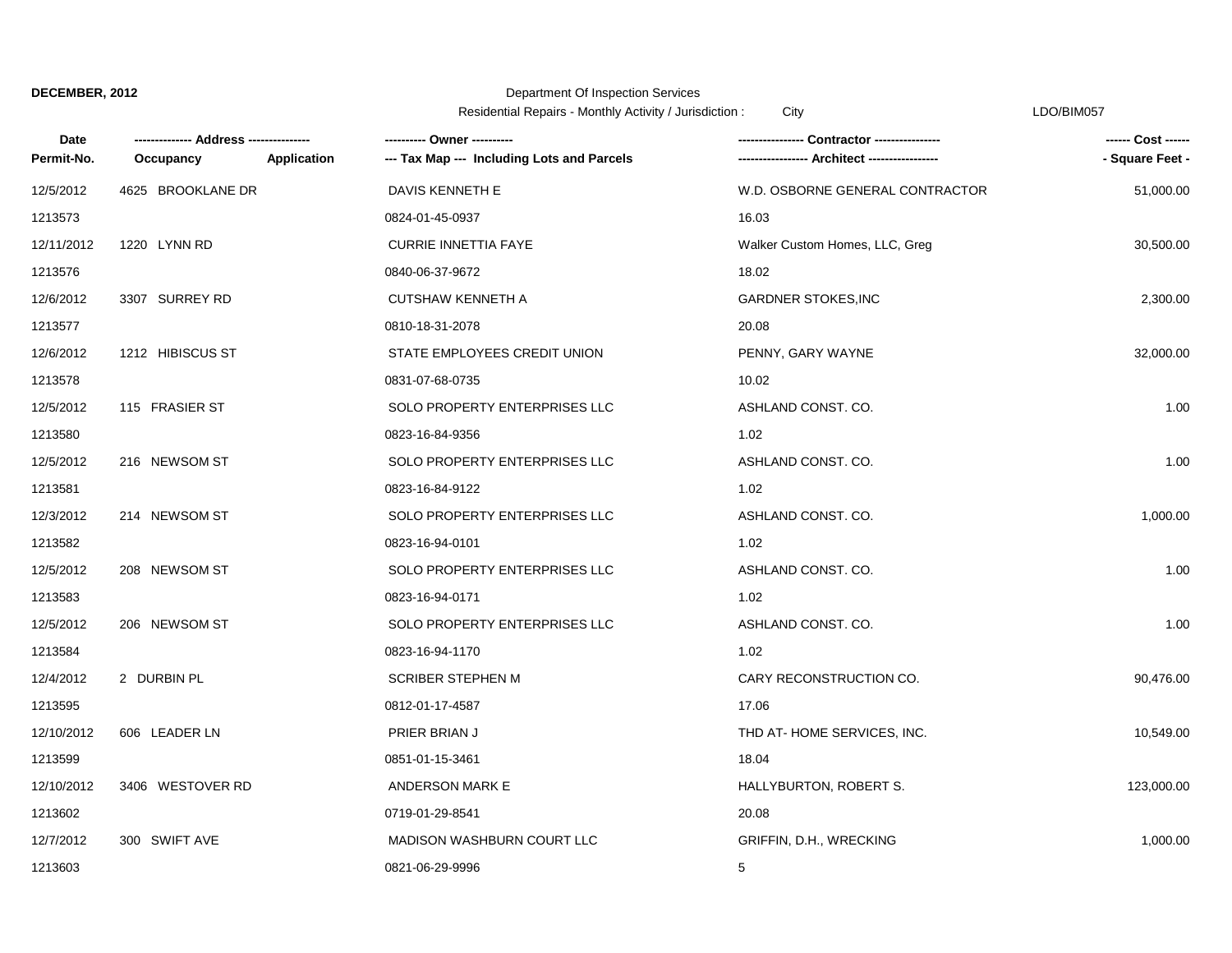**DECEMBER, 2012**

Department Of Inspection Services

Residential Repairs - Monthly Activity / Jurisdiction : City

LDO/BIM057

| Date / Permit-No. | Address / Occupancy / Application | Owner / Tax Map --- Including Lots and Parcels | Contractor / Architect | Cost / Square Feet |
|---|---|---|---|---|
| 12/5/2012 | 4625 BROOKLANE DR | DAVIS KENNETH E | W.D. OSBORNE GENERAL CONTRACTOR | 51,000.00 |
| 1213573 | | 0824-01-45-0937 | 16.03 | |
| 12/11/2012 | 1220 LYNN RD | CURRIE INNETTIA FAYE | Walker Custom Homes, LLC, Greg | 30,500.00 |
| 1213576 | | 0840-06-37-9672 | 18.02 | |
| 12/6/2012 | 3307 SURREY RD | CUTSHAW KENNETH A | GARDNER STOKES,INC | 2,300.00 |
| 1213577 | | 0810-18-31-2078 | 20.08 | |
| 12/6/2012 | 1212 HIBISCUS ST | STATE EMPLOYEES CREDIT UNION | PENNY, GARY WAYNE | 32,000.00 |
| 1213578 | | 0831-07-68-0735 | 10.02 | |
| 12/5/2012 | 115 FRASIER ST | SOLO PROPERTY ENTERPRISES LLC | ASHLAND CONST. CO. | 1.00 |
| 1213580 | | 0823-16-84-9356 | 1.02 | |
| 12/5/2012 | 216 NEWSOM ST | SOLO PROPERTY ENTERPRISES LLC | ASHLAND CONST. CO. | 1.00 |
| 1213581 | | 0823-16-84-9122 | 1.02 | |
| 12/3/2012 | 214 NEWSOM ST | SOLO PROPERTY ENTERPRISES LLC | ASHLAND CONST. CO. | 1,000.00 |
| 1213582 | | 0823-16-94-0101 | 1.02 | |
| 12/5/2012 | 208 NEWSOM ST | SOLO PROPERTY ENTERPRISES LLC | ASHLAND CONST. CO. | 1.00 |
| 1213583 | | 0823-16-94-0171 | 1.02 | |
| 12/5/2012 | 206 NEWSOM ST | SOLO PROPERTY ENTERPRISES LLC | ASHLAND CONST. CO. | 1.00 |
| 1213584 | | 0823-16-94-1170 | 1.02 | |
| 12/4/2012 | 2 DURBIN PL | SCRIBER STEPHEN M | CARY RECONSTRUCTION CO. | 90,476.00 |
| 1213595 | | 0812-01-17-4587 | 17.06 | |
| 12/10/2012 | 606 LEADER LN | PRIER BRIAN J | THD AT- HOME SERVICES, INC. | 10,549.00 |
| 1213599 | | 0851-01-15-3461 | 18.04 | |
| 12/10/2012 | 3406 WESTOVER RD | ANDERSON MARK E | HALLYBURTON, ROBERT S. | 123,000.00 |
| 1213602 | | 0719-01-29-8541 | 20.08 | |
| 12/7/2012 | 300 SWIFT AVE | MADISON WASHBURN COURT LLC | GRIFFIN, D.H., WRECKING | 1,000.00 |
| 1213603 | | 0821-06-29-9996 | 5 | |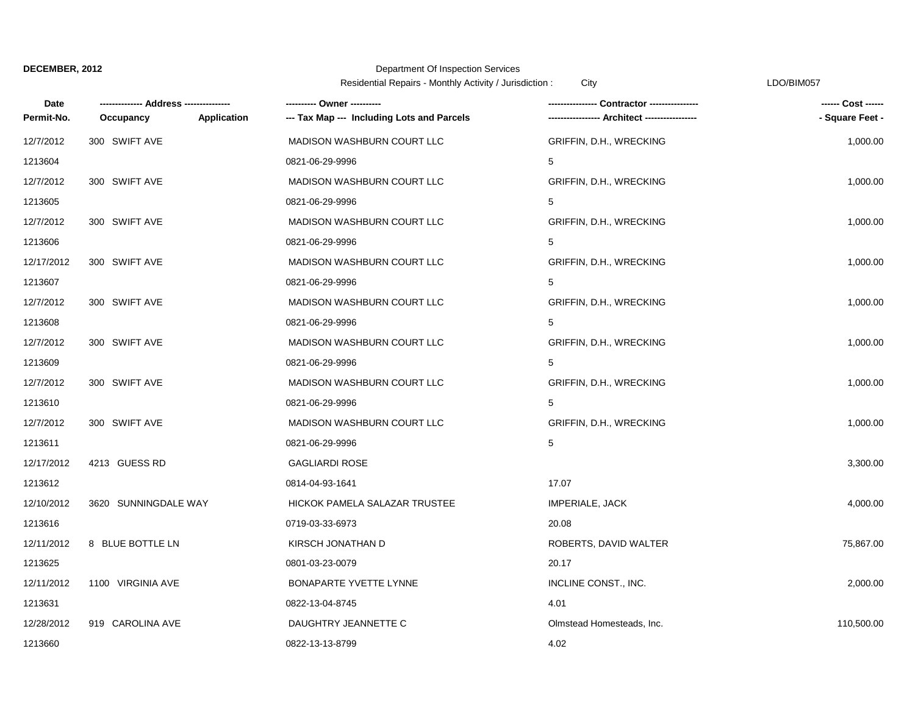**DECEMBER, 2012**

Department Of Inspection Services

Residential Repairs - Monthly Activity / Jurisdiction : City

LDO/BIM057

| Date<br>Permit-No. | ------------- Address --------------<br>Occupancy | <br>Application | ---------- Owner ----------<br>--- Tax Map --- Including Lots and Parcels | ---------------- Contractor ----------------<br>----------------- Architect ----------------- | ------ Cost ------<br>- Square Feet - |
|---|---|---|---|---|---|
| 12/7/2012<br>1213604 | 300 SWIFT AVE | | MADISON WASHBURN COURT LLC<br>0821-06-29-9996 | GRIFFIN, D.H., WRECKING<br>5 | 1,000.00 |
| 12/7/2012<br>1213605 | 300 SWIFT AVE | | MADISON WASHBURN COURT LLC<br>0821-06-29-9996 | GRIFFIN, D.H., WRECKING<br>5 | 1,000.00 |
| 12/7/2012<br>1213606 | 300 SWIFT AVE | | MADISON WASHBURN COURT LLC<br>0821-06-29-9996 | GRIFFIN, D.H., WRECKING<br>5 | 1,000.00 |
| 12/17/2012<br>1213607 | 300 SWIFT AVE | | MADISON WASHBURN COURT LLC<br>0821-06-29-9996 | GRIFFIN, D.H., WRECKING<br>5 | 1,000.00 |
| 12/7/2012<br>1213608 | 300 SWIFT AVE | | MADISON WASHBURN COURT LLC<br>0821-06-29-9996 | GRIFFIN, D.H., WRECKING<br>5 | 1,000.00 |
| 12/7/2012<br>1213609 | 300 SWIFT AVE | | MADISON WASHBURN COURT LLC<br>0821-06-29-9996 | GRIFFIN, D.H., WRECKING<br>5 | 1,000.00 |
| 12/7/2012<br>1213610 | 300 SWIFT AVE | | MADISON WASHBURN COURT LLC<br>0821-06-29-9996 | GRIFFIN, D.H., WRECKING<br>5 | 1,000.00 |
| 12/7/2012<br>1213611 | 300 SWIFT AVE | | MADISON WASHBURN COURT LLC<br>0821-06-29-9996 | GRIFFIN, D.H., WRECKING<br>5 | 1,000.00 |
| 12/17/2012<br>1213612 | 4213 GUESS RD | | GAGLIARDI ROSE<br>0814-04-93-1641 | <br>17.07 | 3,300.00 |
| 12/10/2012<br>1213616 | 3620 SUNNINGDALE WAY | | HICKOK PAMELA SALAZAR TRUSTEE<br>0719-03-33-6973 | IMPERIALE, JACK<br>20.08 | 4,000.00 |
| 12/11/2012<br>1213625 | 8 BLUE BOTTLE LN | | KIRSCH JONATHAN D<br>0801-03-23-0079 | ROBERTS, DAVID WALTER<br>20.17 | 75,867.00 |
| 12/11/2012<br>1213631 | 1100 VIRGINIA AVE | | BONAPARTE YVETTE LYNNE<br>0822-13-04-8745 | INCLINE CONST., INC.<br>4.01 | 2,000.00 |
| 12/28/2012<br>1213660 | 919 CAROLINA AVE | | DAUGHTRY JEANNETTE C<br>0822-13-13-8799 | Olmstead Homesteads, Inc.<br>4.02 | 110,500.00 |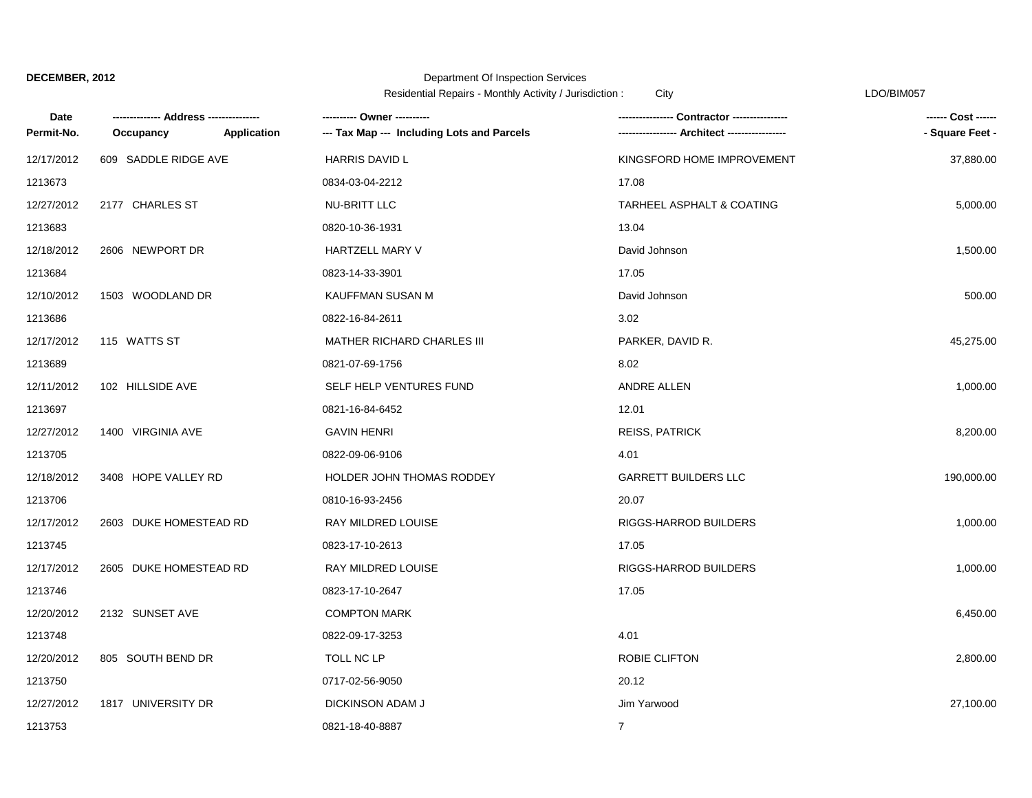DECEMBER, 2012

Department Of Inspection Services

Residential Repairs - Monthly Activity / Jurisdiction : City

LDO/BIM057

| Date<br>Permit-No. | ------------- Address --------------<br>Occupancy Application | ---------- Owner ----------<br>--- Tax Map --- Including Lots and Parcels | ---------------- Contractor ----------------<br>----------------- Architect ----------------- | ------ Cost ------<br>- Square Feet - |
|---|---|---|---|---|
| 12/17/2012 | 609 SADDLE RIDGE AVE | HARRIS DAVID L | KINGSFORD HOME IMPROVEMENT | 37,880.00 |
| 1213673 | | 0834-03-04-2212 | 17.08 | |
| 12/27/2012 | 2177 CHARLES ST | NU-BRITT LLC | TARHEEL ASPHALT & COATING | 5,000.00 |
| 1213683 | | 0820-10-36-1931 | 13.04 | |
| 12/18/2012 | 2606 NEWPORT DR | HARTZELL MARY V | David Johnson | 1,500.00 |
| 1213684 | | 0823-14-33-3901 | 17.05 | |
| 12/10/2012 | 1503 WOODLAND DR | KAUFFMAN SUSAN M | David Johnson | 500.00 |
| 1213686 | | 0822-16-84-2611 | 3.02 | |
| 12/17/2012 | 115 WATTS ST | MATHER RICHARD CHARLES III | PARKER, DAVID R. | 45,275.00 |
| 1213689 | | 0821-07-69-1756 | 8.02 | |
| 12/11/2012 | 102 HILLSIDE AVE | SELF HELP VENTURES FUND | ANDRE ALLEN | 1,000.00 |
| 1213697 | | 0821-16-84-6452 | 12.01 | |
| 12/27/2012 | 1400 VIRGINIA AVE | GAVIN HENRI | REISS, PATRICK | 8,200.00 |
| 1213705 | | 0822-09-06-9106 | 4.01 | |
| 12/18/2012 | 3408 HOPE VALLEY RD | HOLDER JOHN THOMAS RODDEY | GARRETT BUILDERS LLC | 190,000.00 |
| 1213706 | | 0810-16-93-2456 | 20.07 | |
| 12/17/2012 | 2603 DUKE HOMESTEAD RD | RAY MILDRED LOUISE | RIGGS-HARROD BUILDERS | 1,000.00 |
| 1213745 | | 0823-17-10-2613 | 17.05 | |
| 12/17/2012 | 2605 DUKE HOMESTEAD RD | RAY MILDRED LOUISE | RIGGS-HARROD BUILDERS | 1,000.00 |
| 1213746 | | 0823-17-10-2647 | 17.05 | |
| 12/20/2012 | 2132 SUNSET AVE | COMPTON MARK | | 6,450.00 |
| 1213748 | | 0822-09-17-3253 | 4.01 | |
| 12/20/2012 | 805 SOUTH BEND DR | TOLL NC LP | ROBIE CLIFTON | 2,800.00 |
| 1213750 | | 0717-02-56-9050 | 20.12 | |
| 12/27/2012 | 1817 UNIVERSITY DR | DICKINSON ADAM J | Jim Yarwood | 27,100.00 |
| 1213753 | | 0821-18-40-8887 | 7 | |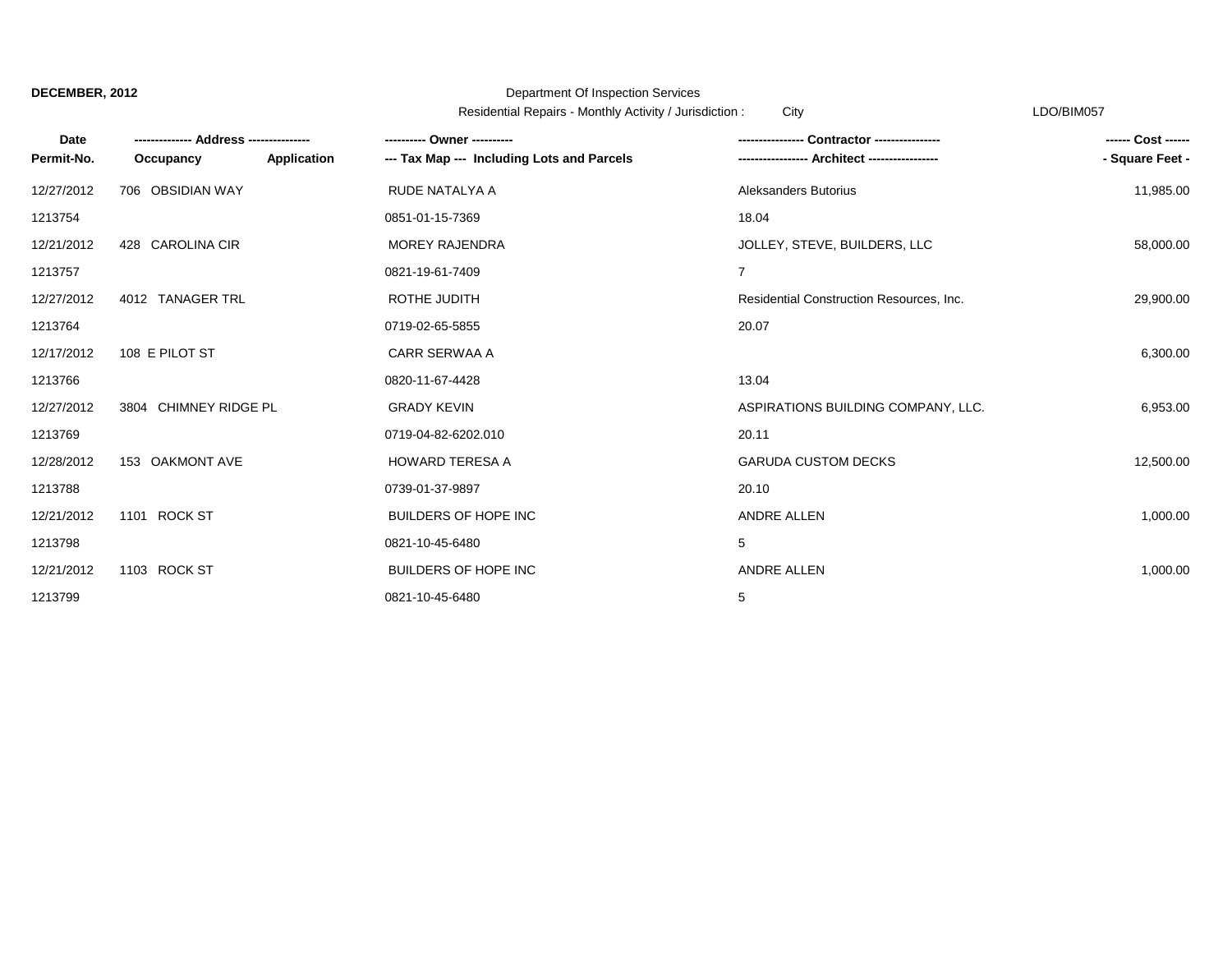**DECEMBER, 2012**

Department Of Inspection Services

Residential Repairs - Monthly Activity / Jurisdiction : City

LDO/BIM057

| Date<br>Permit-No. | ------------- Address --------------<br>Occupancy | <br>Application | ---------- Owner ----------<br>--- Tax Map --- Including Lots and Parcels | --------------- Contractor ---------------<br>---------------- Architect ---------------- | ------ Cost ------<br>- Square Feet - |
|---|---|---|---|---|---|
| 12/27/2012 | 706 OBSIDIAN WAY | | RUDE NATALYA A | Aleksanders Butorius | 11,985.00 |
| 1213754 | | | 0851-01-15-7369 | 18.04 | |
| 12/21/2012 | 428 CAROLINA CIR | | MOREY RAJENDRA | JOLLEY, STEVE, BUILDERS, LLC | 58,000.00 |
| 1213757 | | | 0821-19-61-7409 | 7 | |
| 12/27/2012 | 4012 TANAGER TRL | | ROTHE JUDITH | Residential Construction Resources, Inc. | 29,900.00 |
| 1213764 | | | 0719-02-65-5855 | 20.07 | |
| 12/17/2012 | 108 E PILOT ST | | CARR SERWAA A | | 6,300.00 |
| 1213766 | | | 0820-11-67-4428 | 13.04 | |
| 12/27/2012 | 3804 CHIMNEY RIDGE PL | | GRADY KEVIN | ASPIRATIONS BUILDING COMPANY, LLC. | 6,953.00 |
| 1213769 | | | 0719-04-82-6202.010 | 20.11 | |
| 12/28/2012 | 153 OAKMONT AVE | | HOWARD TERESA A | GARUDA CUSTOM DECKS | 12,500.00 |
| 1213788 | | | 0739-01-37-9897 | 20.10 | |
| 12/21/2012 | 1101 ROCK ST | | BUILDERS OF HOPE INC | ANDRE ALLEN | 1,000.00 |
| 1213798 | | | 0821-10-45-6480 | 5 | |
| 12/21/2012 | 1103 ROCK ST | | BUILDERS OF HOPE INC | ANDRE ALLEN | 1,000.00 |
| 1213799 | | | 0821-10-45-6480 | 5 | |